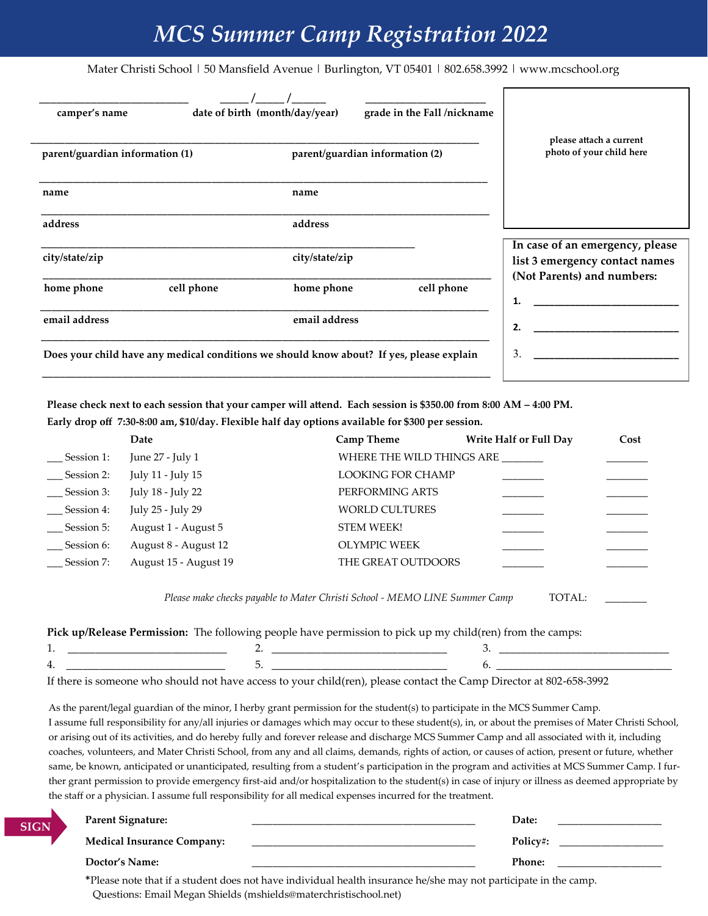# MCS Summer Camp Registration 2022

Mater Christi School | 50 Mansfield Avenue | Burlington, VT 05401 | 802.658.3992 | www.mcschool.org

___________________________ _____/_____/______ ______________________

**camper's name** **date of birth (month/day/year)** **grade in the Fall /nickname**

please attach a current photo of your child here

______________________________________________________________________________

**parent/guardian information (1)** **parent/guardian information (2)**

______________________________________________________________________________

**name** **name**

______________________________________________________________________________

**address** **address**

______________________________________________________________________________

**city/state/zip** **city/state/zip**

______________________________________________________________________________

**home phone** **cell phone** **home phone** **cell phone**

______________________________________________________________________________

**email address** **email address**

______________________________________________________________________________

**Does your child have any medical conditions we should know about? If yes, please explain**

______________________________________________________________________________

**In case of an emergency, please list 3 emergency contact names (Not Parents) and numbers:**

**1.** ___________________________

**2.** ___________________________

3. ___________________________

**Please check next to each session that your camper will attend. Each session is $350.00 from 8:00 AM – 4:00 PM.**
**Early drop off 7:30-8:00 am, $10/day. Flexible half day options available for $300 per session.**

| | Date | Camp Theme | Write Half or Full Day | Cost |
|---|---|---|---|---|
| ___ Session 1: | June 27 - July 1 | WHERE THE WILD THINGS ARE | ________ | ________ |
| ___ Session 2: | July 11 - July 15 | LOOKING FOR CHAMP | ________ | ________ |
| ___ Session 3: | July 18 - July 22 | PERFORMING ARTS | ________ | ________ |
| ___ Session 4: | July 25 - July 29 | WORLD CULTURES | ________ | ________ |
| ___ Session 5: | August 1 - August 5 | STEM WEEK! | ________ | ________ |
| ___ Session 6: | August 8 - August 12 | OLYMPIC WEEK | ________ | ________ |
| ___ Session 7: | August 15 - August 19 | THE GREAT OUTDOORS | ________ | ________ |

*Please make checks payable to Mater Christi School - MEMO LINE Summer Camp* TOTAL: ________

**Pick up/Release Permission:** The following people have permission to pick up my child(ren) from the camps:

1. ____________________________ 2. _______________________________ 3. ______________________________

4. ____________________________ 5. _______________________________ 6. ______________________________

If there is someone who should not have access to your child(ren), please contact the Camp Director at 802-658-3992

As the parent/legal guardian of the minor, I herby grant permission for the student(s) to participate in the MCS Summer Camp. I assume full responsibility for any/all injuries or damages which may occur to these student(s), in, or about the premises of Mater Christi School, or arising out of its activities, and do hereby fully and forever release and discharge MCS Summer Camp and all associated with it, including coaches, volunteers, and Mater Christi School, from any and all claims, demands, rights of action, or causes of action, present or future, whether same, be known, anticipated or unanticipated, resulting from a student's participation in the program and activities at MCS Summer Camp. I further grant permission to provide emergency first-aid and/or hospitalization to the student(s) in case of injury or illness as deemed appropriate by the staff or a physician. I assume full responsibility for all medical expenses incurred for the treatment.

SIGN

**Parent Signature:** ________________________________________ **Date:** ___________________

**Medical Insurance Company:** ________________________________________ **Policy#:** ___________________

**Doctor's Name:** ________________________________________ **Phone:** ___________________

*Please note that if a student does not have individual health insurance he/she may not participate in the camp.
Questions: Email Megan Shields (mshields@materchristischool.net)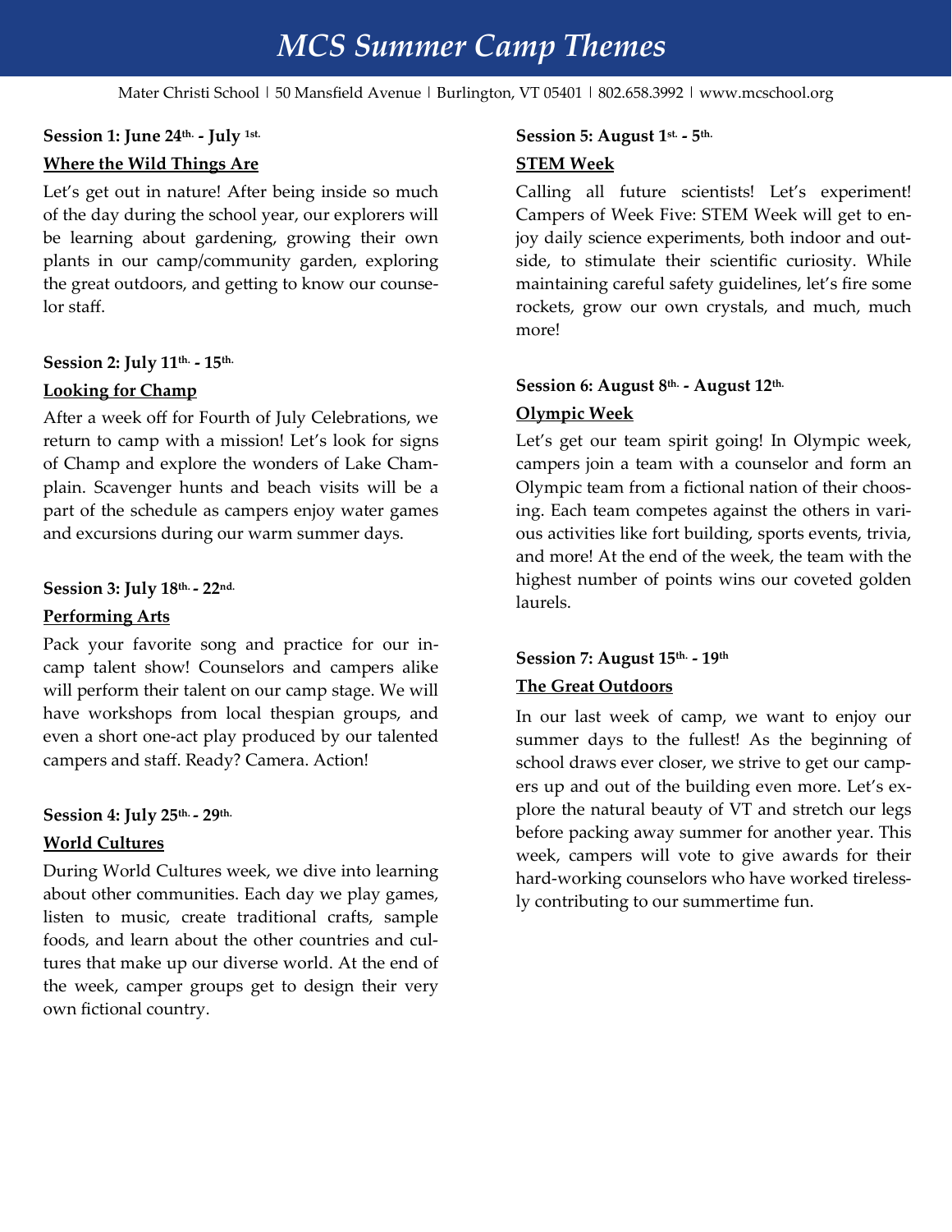# MCS Summer Camp Themes

Mater Christi School | 50 Mansfield Avenue | Burlington, VT 05401 | 802.658.3992 | www.mcschool.org

**Session 1: June 24th. - July 1st.**

**Where the Wild Things Are**

Let's get out in nature! After being inside so much of the day during the school year, our explorers will be learning about gardening, growing their own plants in our camp/community garden, exploring the great outdoors, and getting to know our counselor staff.

**Session 2: July 11th. - 15th.**

**Looking for Champ**

After a week off for Fourth of July Celebrations, we return to camp with a mission! Let's look for signs of Champ and explore the wonders of Lake Champlain. Scavenger hunts and beach visits will be a part of the schedule as campers enjoy water games and excursions during our warm summer days.

**Session 3: July 18th. - 22nd.**

**Performing Arts**

Pack your favorite song and practice for our in-camp talent show! Counselors and campers alike will perform their talent on our camp stage. We will have workshops from local thespian groups, and even a short one-act play produced by our talented campers and staff. Ready? Camera. Action!

**Session 4: July 25th. - 29th.**

**World Cultures**

During World Cultures week, we dive into learning about other communities. Each day we play games, listen to music, create traditional crafts, sample foods, and learn about the other countries and cultures that make up our diverse world. At the end of the week, camper groups get to design their very own fictional country.

**Session 5: August 1st. - 5th.**

**STEM Week**

Calling all future scientists! Let's experiment! Campers of Week Five: STEM Week will get to enjoy daily science experiments, both indoor and outside, to stimulate their scientific curiosity. While maintaining careful safety guidelines, let's fire some rockets, grow our own crystals, and much, much more!

**Session 6: August 8th. - August 12th.**

**Olympic Week**

Let's get our team spirit going! In Olympic week, campers join a team with a counselor and form an Olympic team from a fictional nation of their choosing. Each team competes against the others in various activities like fort building, sports events, trivia, and more! At the end of the week, the team with the highest number of points wins our coveted golden laurels.

**Session 7: August 15th. - 19th**

**The Great Outdoors**

In our last week of camp, we want to enjoy our summer days to the fullest! As the beginning of school draws ever closer, we strive to get our campers up and out of the building even more. Let's explore the natural beauty of VT and stretch our legs before packing away summer for another year. This week, campers will vote to give awards for their hard-working counselors who have worked tirelessly contributing to our summertime fun.